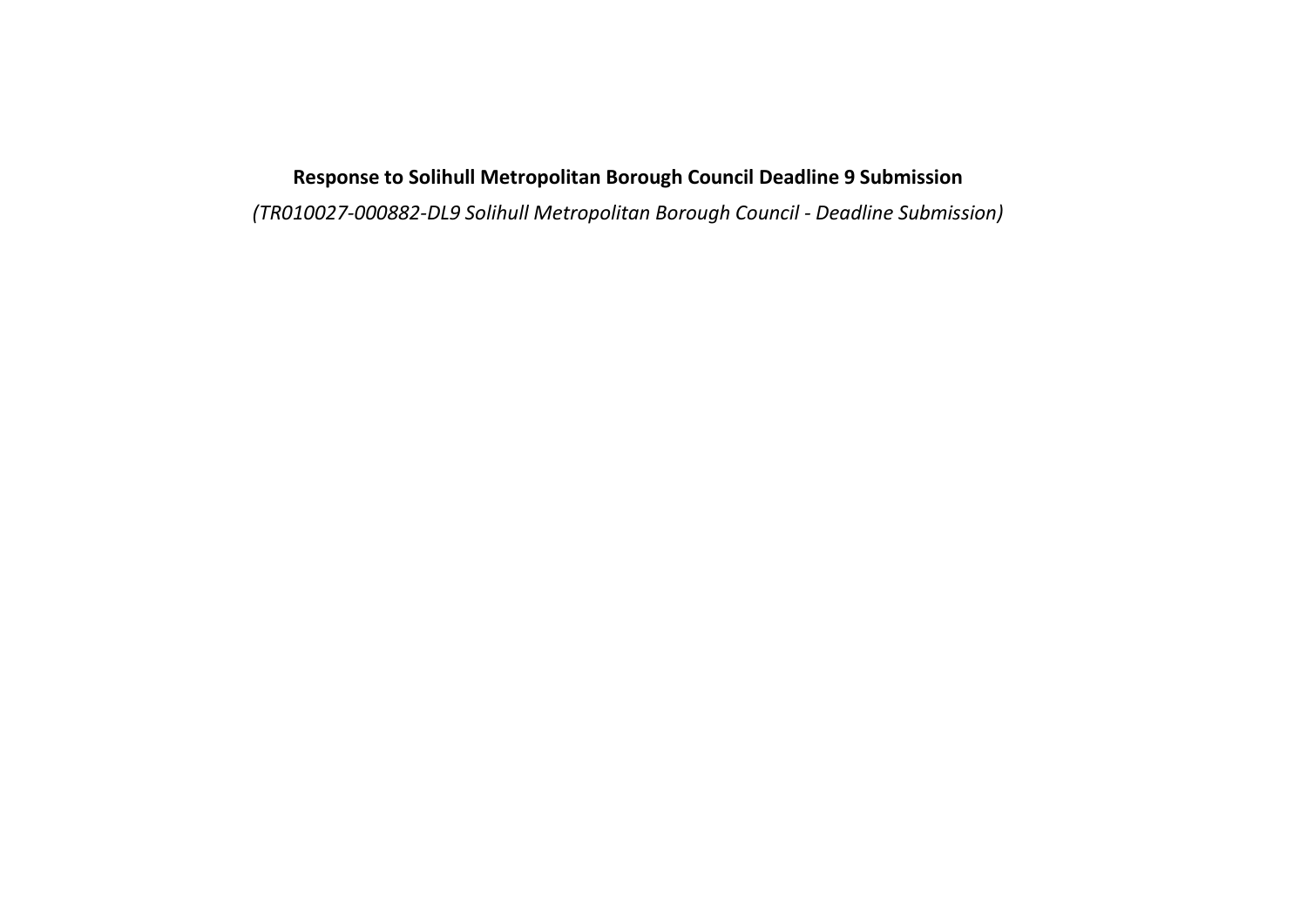# Response to Solihull Metropolitan Borough Council Deadline 9 Submission

*(TR010027-000882-DL9 Solihull Metropolitan Borough Council - Deadline Submission)*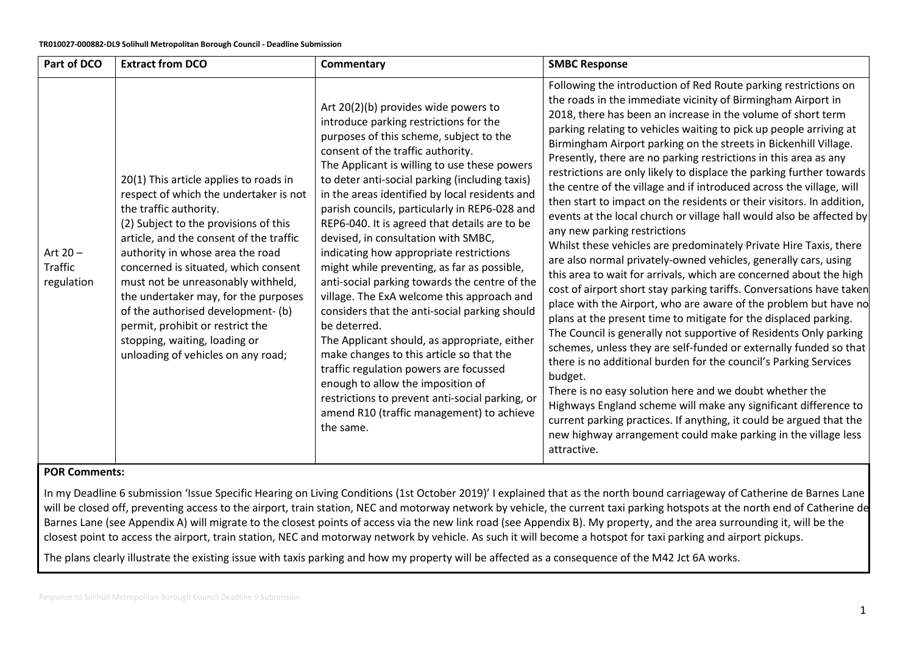**TR010027-000882-DL9 Solihull Metropolitan Borough Council - Deadline Submission**

| Part of DCO | Extract from DCO | Commentary | SMBC Response |
|---|---|---|---|
| Art 20 – Traffic regulation | 20(1) This article applies to roads in respect of which the undertaker is not the traffic authority.<br>(2) Subject to the provisions of this article, and the consent of the traffic authority in whose area the road concerned is situated, which consent must not be unreasonably withheld, the undertaker may, for the purposes of the authorised development- (b) permit, prohibit or restrict the stopping, waiting, loading or unloading of vehicles on any road; | Art 20(2)(b) provides wide powers to introduce parking restrictions for the purposes of this scheme, subject to the consent of the traffic authority.<br>The Applicant is willing to use these powers to deter anti-social parking (including taxis) in the areas identified by local residents and parish councils, particularly in REP6-028 and REP6-040. It is agreed that details are to be devised, in consultation with SMBC, indicating how appropriate restrictions might while preventing, as far as possible, anti-social parking towards the centre of the village. The ExA welcome this approach and considers that the anti-social parking should be deterred.<br>The Applicant should, as appropriate, either make changes to this article so that the traffic regulation powers are focussed enough to allow the imposition of restrictions to prevent anti-social parking, or amend R10 (traffic management) to achieve the same. | Following the introduction of Red Route parking restrictions on the roads in the immediate vicinity of Birmingham Airport in 2018, there has been an increase in the volume of short term parking relating to vehicles waiting to pick up people arriving at Birmingham Airport parking on the streets in Bickenhill Village. Presently, there are no parking restrictions in this area as any restrictions are only likely to displace the parking further towards the centre of the village and if introduced across the village, will then start to impact on the residents or their visitors. In addition, events at the local church or village hall would also be affected by any new parking restrictions<br>Whilst these vehicles are predominately Private Hire Taxis, there are also normal privately-owned vehicles, generally cars, using this area to wait for arrivals, which are concerned about the high cost of airport short stay parking tariffs. Conversations have taken place with the Airport, who are aware of the problem but have no plans at the present time to mitigate for the displaced parking.<br>The Council is generally not supportive of Residents Only parking schemes, unless they are self-funded or externally funded so that there is no additional burden for the council's Parking Services budget.<br>There is no easy solution here and we doubt whether the Highways England scheme will make any significant difference to current parking practices. If anything, it could be argued that the new highway arrangement could make parking in the village less attractive. |

**POR Comments:**

In my Deadline 6 submission 'Issue Specific Hearing on Living Conditions (1st October 2019)' I explained that as the north bound carriageway of Catherine de Barnes Lane will be closed off, preventing access to the airport, train station, NEC and motorway network by vehicle, the current taxi parking hotspots at the north end of Catherine de Barnes Lane (see Appendix A) will migrate to the closest points of access via the new link road (see Appendix B). My property, and the area surrounding it, will be the closest point to access the airport, train station, NEC and motorway network by vehicle. As such it will become a hotspot for taxi parking and airport pickups.

The plans clearly illustrate the existing issue with taxis parking and how my property will be affected as a consequence of the M42 Jct 6A works.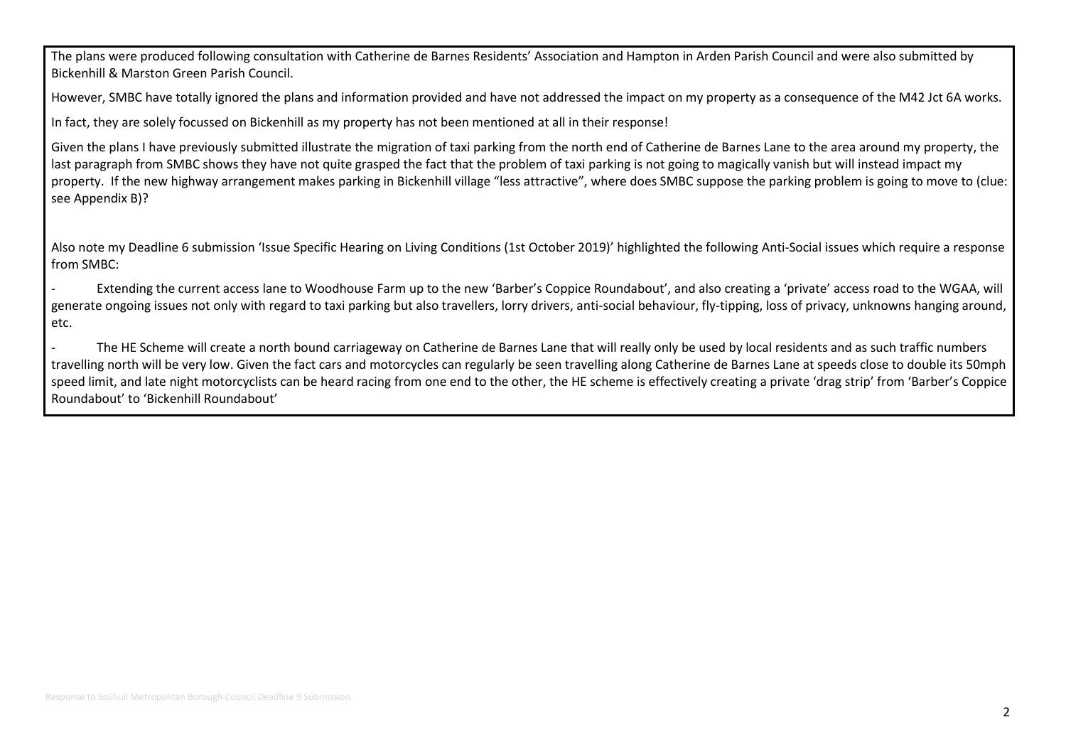The plans were produced following consultation with Catherine de Barnes Residents' Association and Hampton in Arden Parish Council and were also submitted by Bickenhill & Marston Green Parish Council.

However, SMBC have totally ignored the plans and information provided and have not addressed the impact on my property as a consequence of the M42 Jct 6A works.

In fact, they are solely focussed on Bickenhill as my property has not been mentioned at all in their response!

Given the plans I have previously submitted illustrate the migration of taxi parking from the north end of Catherine de Barnes Lane to the area around my property, the last paragraph from SMBC shows they have not quite grasped the fact that the problem of taxi parking is not going to magically vanish but will instead impact my property. If the new highway arrangement makes parking in Bickenhill village "less attractive", where does SMBC suppose the parking problem is going to move to (clue: see Appendix B)?

Also note my Deadline 6 submission 'Issue Specific Hearing on Living Conditions (1st October 2019)' highlighted the following Anti-Social issues which require a response from SMBC:

- Extending the current access lane to Woodhouse Farm up to the new 'Barber's Coppice Roundabout', and also creating a 'private' access road to the WGAA, will generate ongoing issues not only with regard to taxi parking but also travellers, lorry drivers, anti-social behaviour, fly-tipping, loss of privacy, unknowns hanging around, etc.
- The HE Scheme will create a north bound carriageway on Catherine de Barnes Lane that will really only be used by local residents and as such traffic numbers travelling north will be very low. Given the fact cars and motorcycles can regularly be seen travelling along Catherine de Barnes Lane at speeds close to double its 50mph speed limit, and late night motorcyclists can be heard racing from one end to the other, the HE scheme is effectively creating a private 'drag strip' from 'Barber's Coppice Roundabout' to 'Bickenhill Roundabout'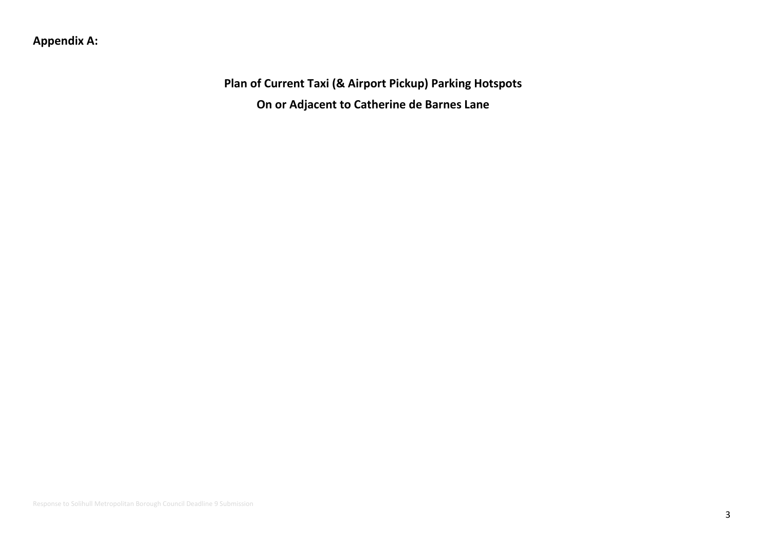**Appendix A:**

**Plan of Current Taxi (& Airport Pickup) Parking Hotspots**

**On or Adjacent to Catherine de Barnes Lane**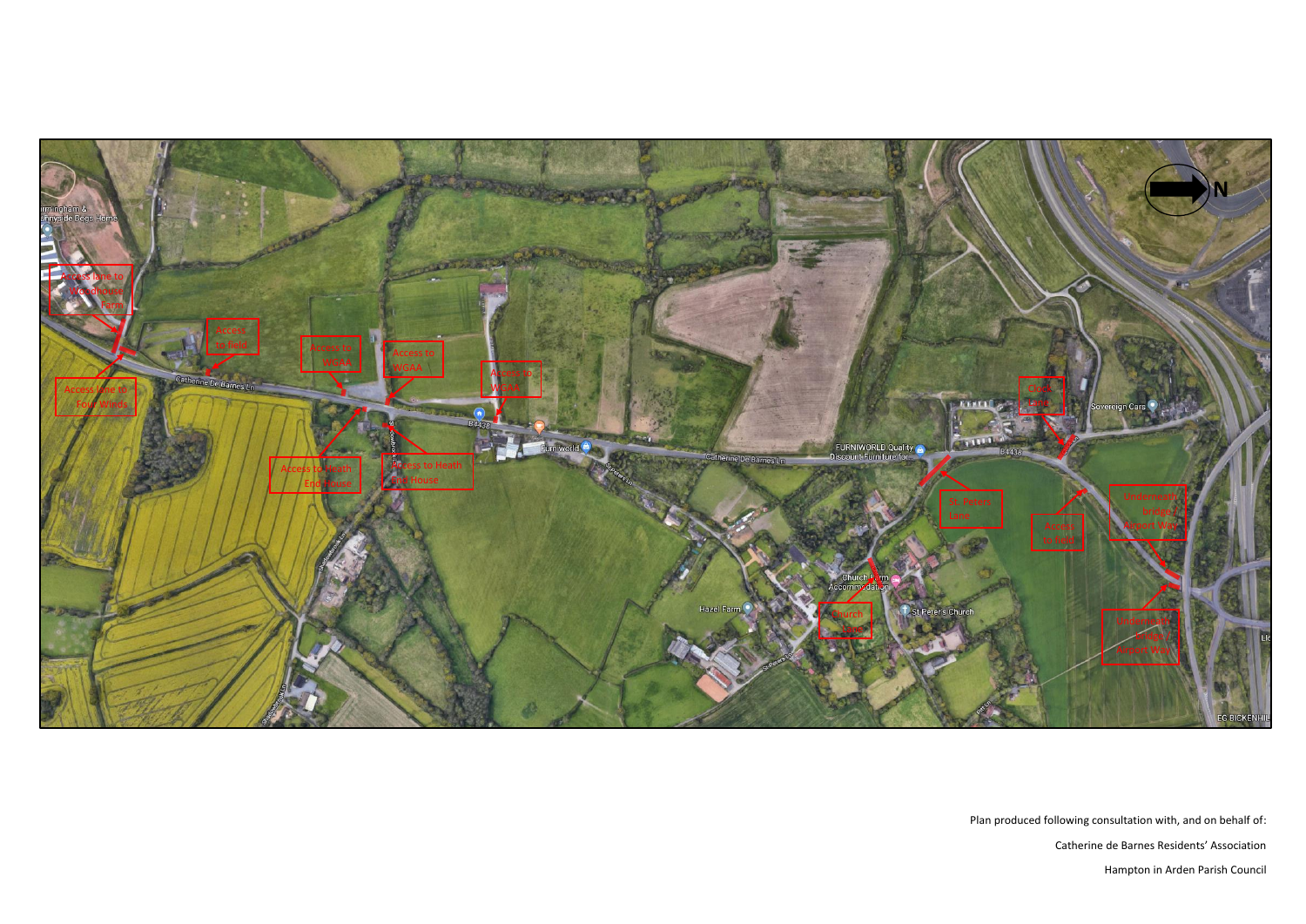Plan produced following consultation with, and on behalf of:

Catherine de Barnes Residents' Association

Hampton in Arden Parish Council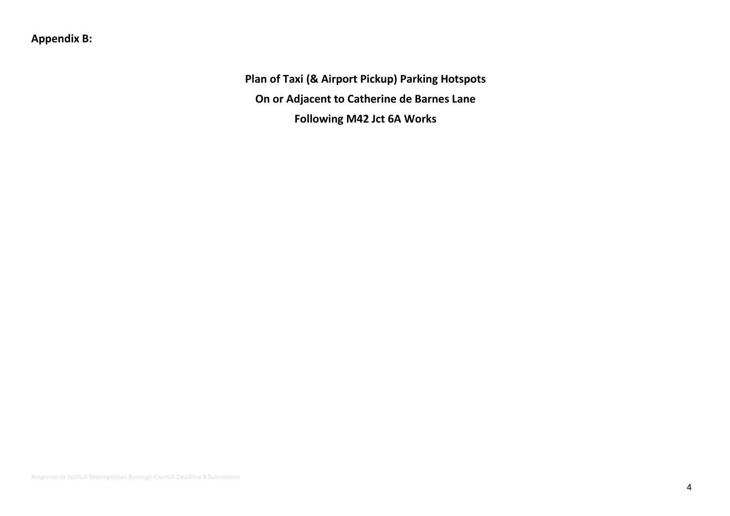**Appendix B:**

**Plan of Taxi (& Airport Pickup) Parking Hotspots**

**On or Adjacent to Catherine de Barnes Lane**

**Following M42 Jct 6A Works**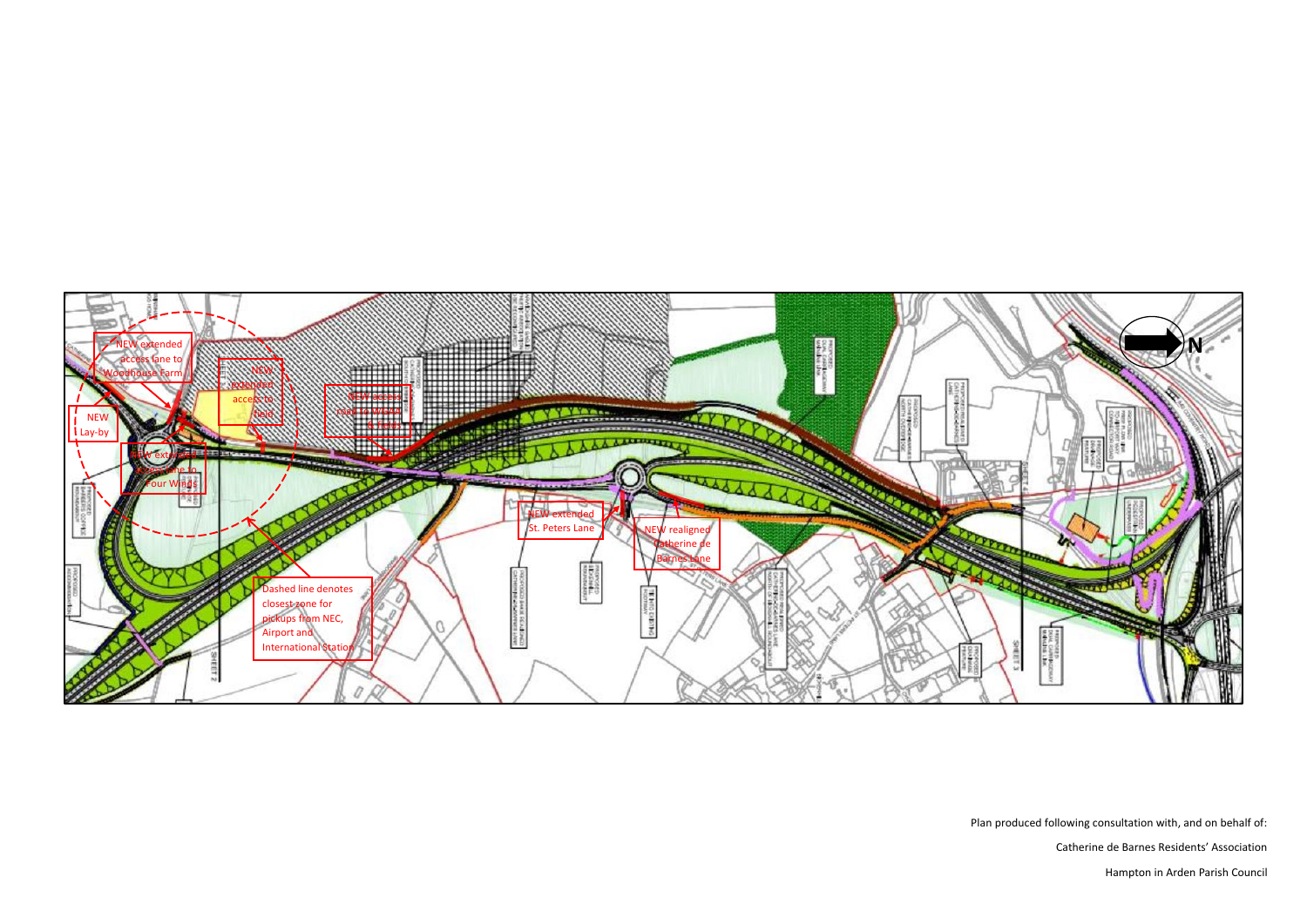NEW extended access lane to Woodhouse Farm

NEW Lay-by

NEW extended access to field

NEW access road to Woodhouse Farm

NEW extended access lane to Four Winds

Dashed line denotes closest zone for pickups from NEC, Airport and International Station

NEW extended St. Peters Lane

NEW realigned Catherine de Barnes Lane

N

Plan produced following consultation with, and on behalf of:

Catherine de Barnes Residents' Association

Hampton in Arden Parish Council